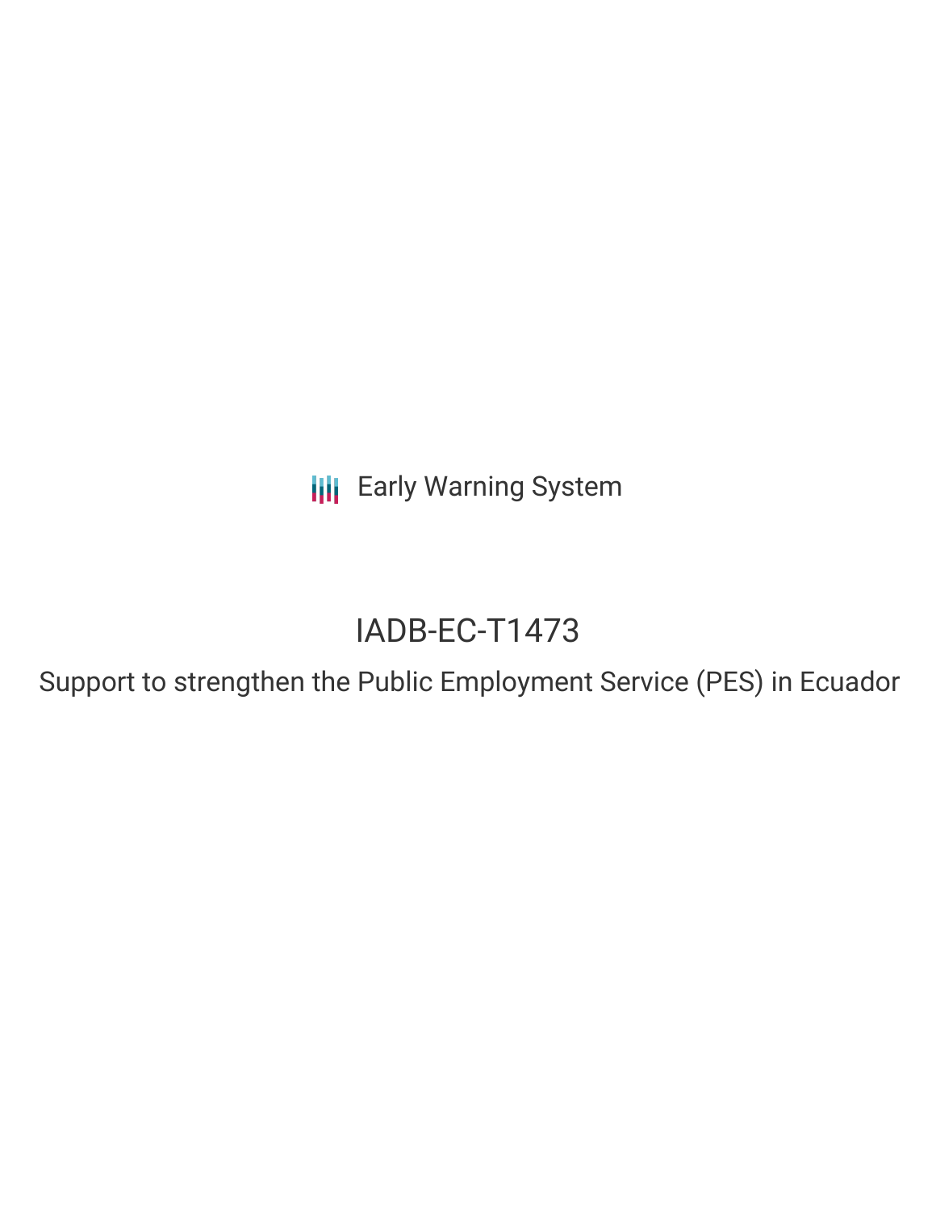Early Warning System

# IADB-EC-T1473

## Support to strengthen the Public Employment Service (PES) in Ecuador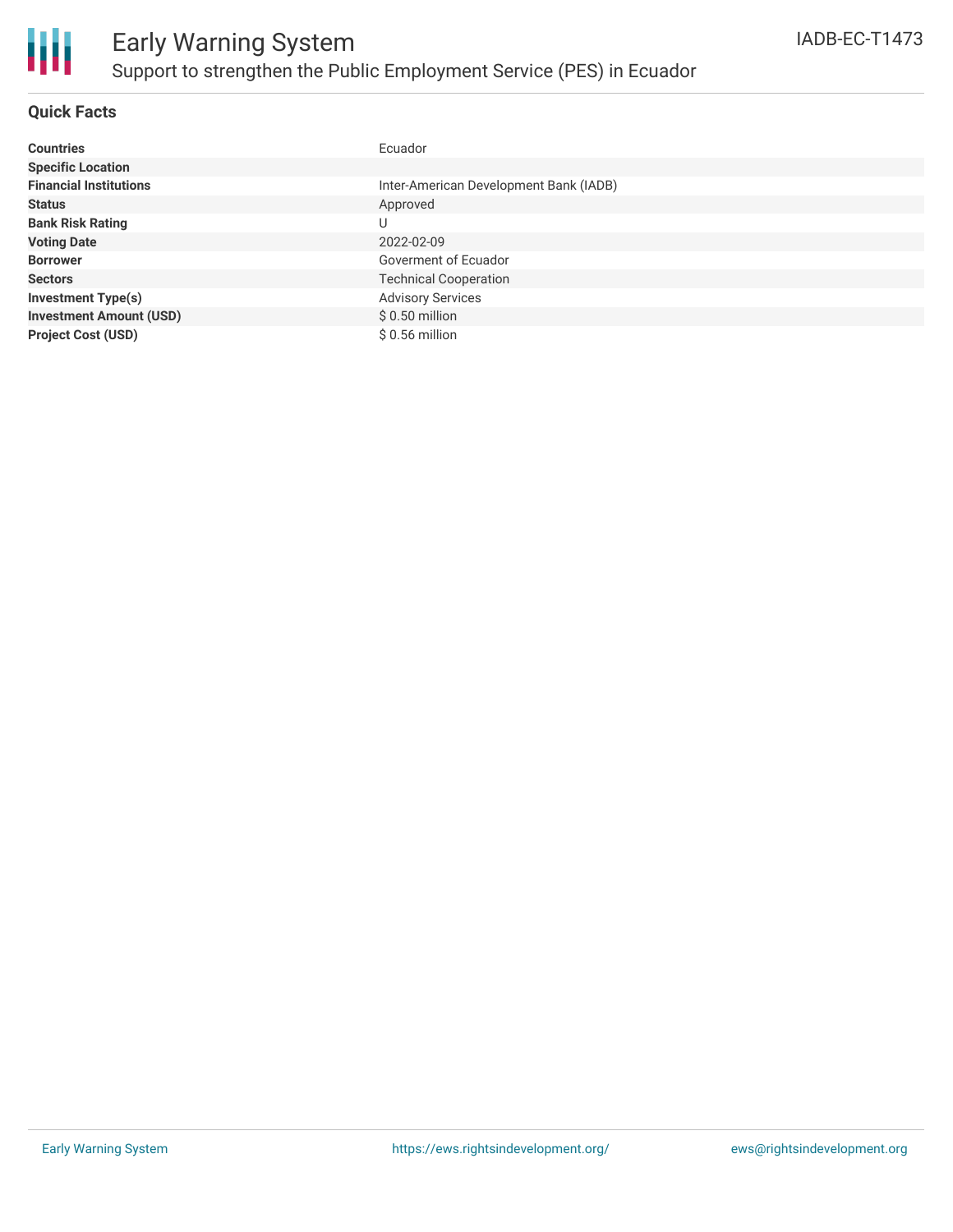# Early Warning System

## Support to strengthen the Public Employment Service (PES) in Ecuador

IADB-EC-T1473

### Quick Facts

| | |
|---|---|
| **Countries** | Ecuador |
| **Specific Location** | |
| **Financial Institutions** | Inter-American Development Bank (IADB) |
| **Status** | Approved |
| **Bank Risk Rating** | U |
| **Voting Date** | 2022-02-09 |
| **Borrower** | Goverment of Ecuador |
| **Sectors** | Technical Cooperation |
| **Investment Type(s)** | Advisory Services |
| **Investment Amount (USD)** | $ 0.50 million |
| **Project Cost (USD)** | $ 0.56 million |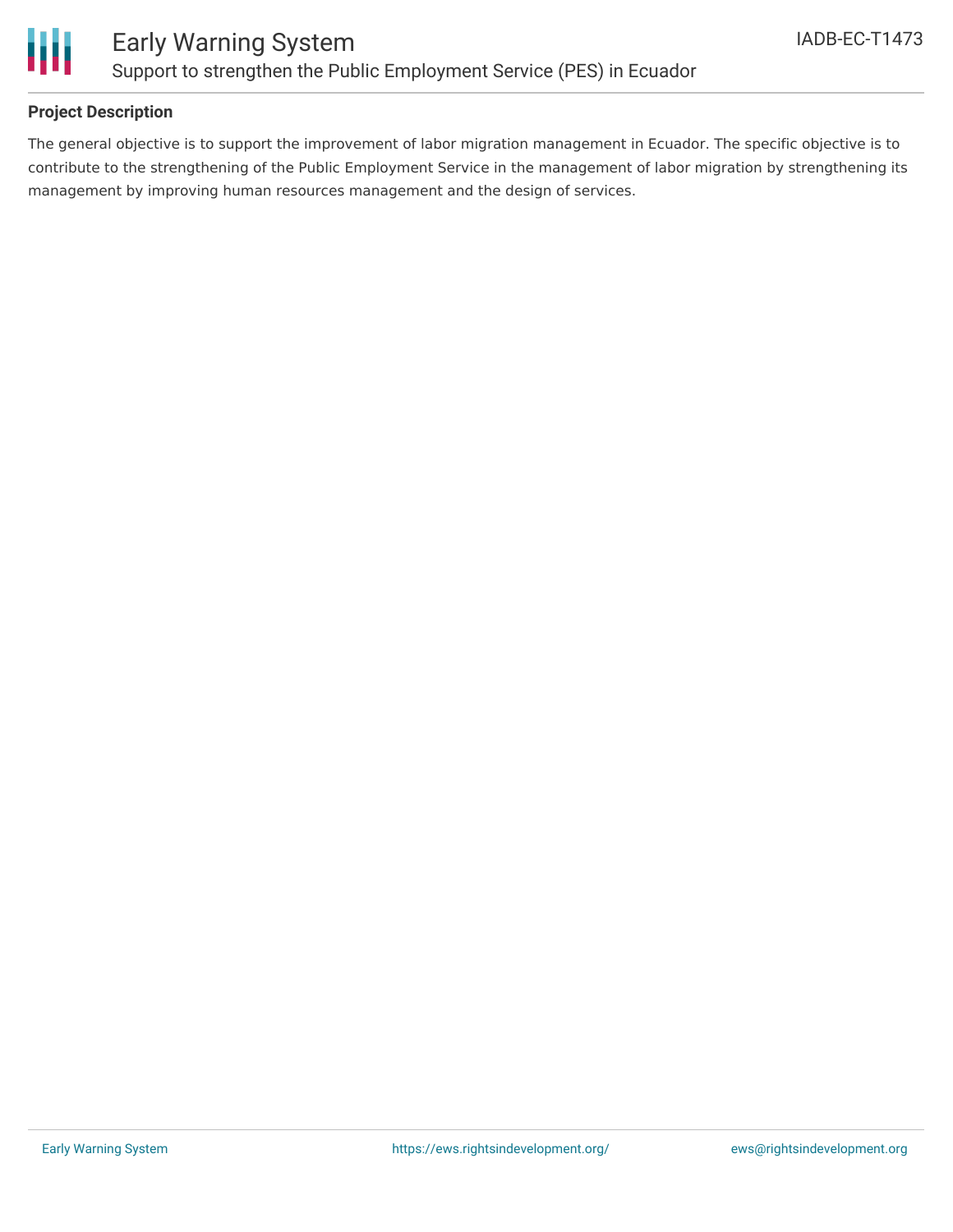## Project Description

The general objective is to support the improvement of labor migration management in Ecuador. The specific objective is to contribute to the strengthening of the Public Employment Service in the management of labor migration by strengthening its management by improving human resources management and the design of services.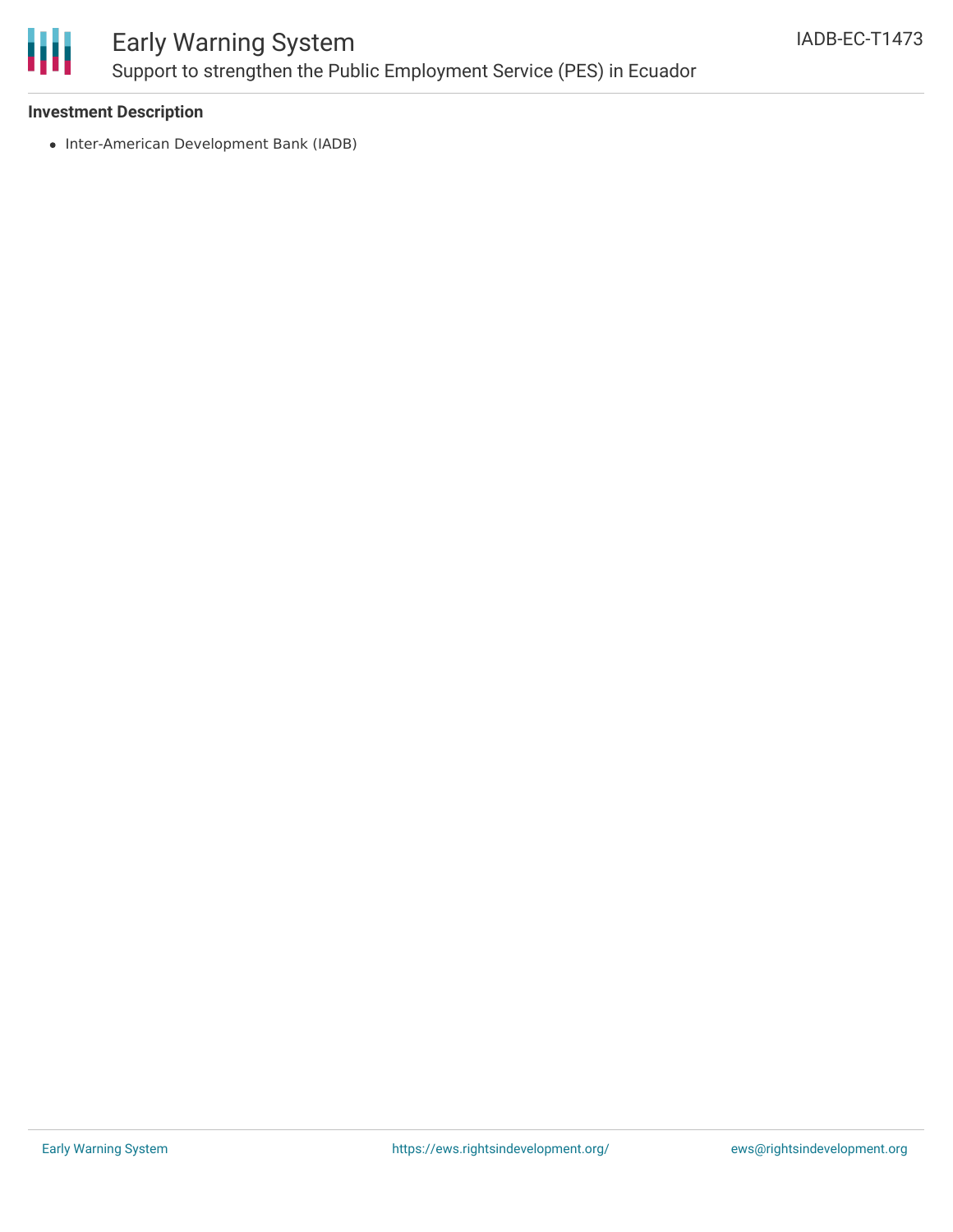**Investment Description**

- Inter-American Development Bank (IADB)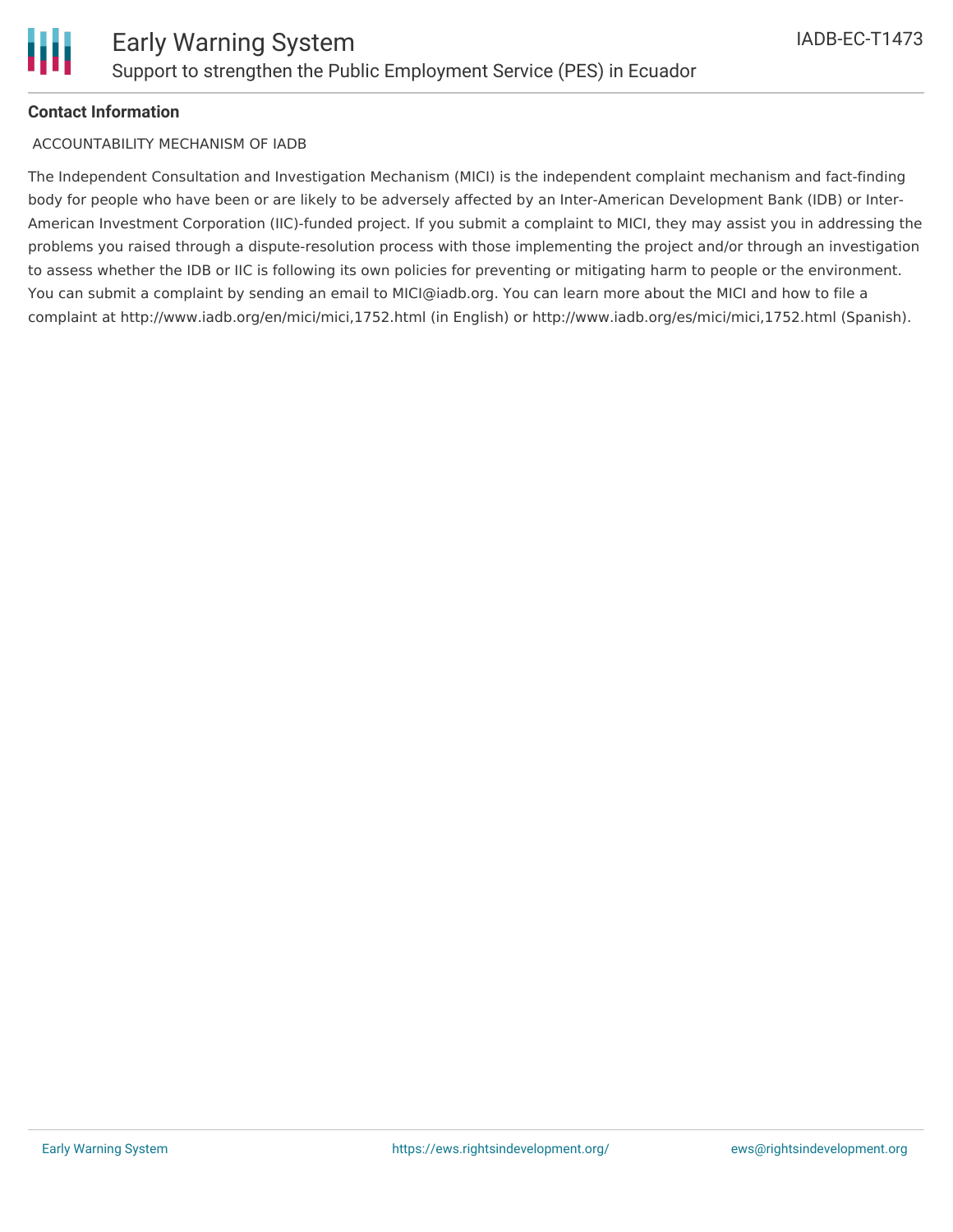**Contact Information**

ACCOUNTABILITY MECHANISM OF IADB

The Independent Consultation and Investigation Mechanism (MICI) is the independent complaint mechanism and fact-finding body for people who have been or are likely to be adversely affected by an Inter-American Development Bank (IDB) or Inter-American Investment Corporation (IIC)-funded project. If you submit a complaint to MICI, they may assist you in addressing the problems you raised through a dispute-resolution process with those implementing the project and/or through an investigation to assess whether the IDB or IIC is following its own policies for preventing or mitigating harm to people or the environment. You can submit a complaint by sending an email to MICI@iadb.org. You can learn more about the MICI and how to file a complaint at http://www.iadb.org/en/mici/mici,1752.html (in English) or http://www.iadb.org/es/mici/mici,1752.html (Spanish).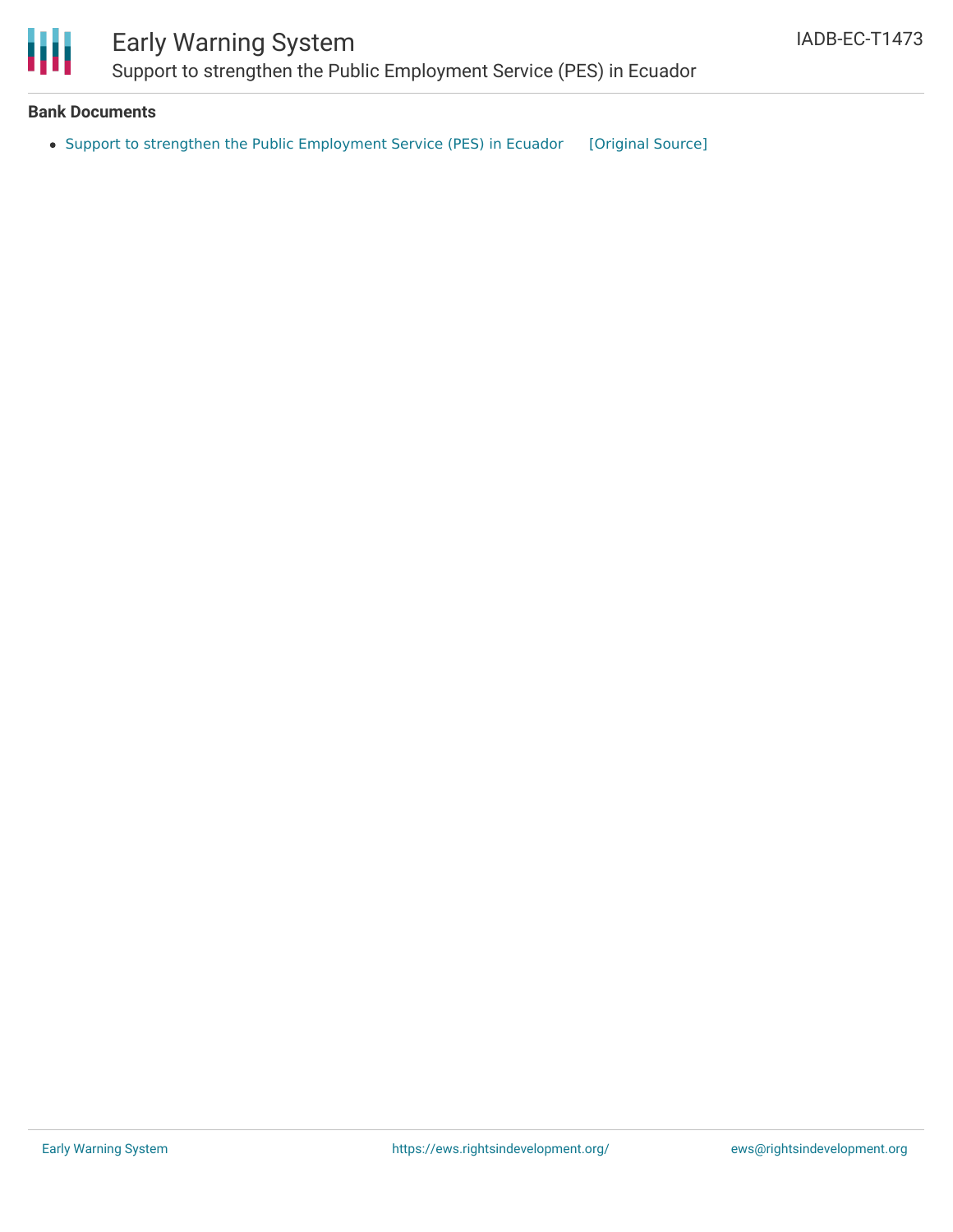**Bank Documents**

- Support to strengthen the Public Employment Service (PES) in Ecuador [Original Source]